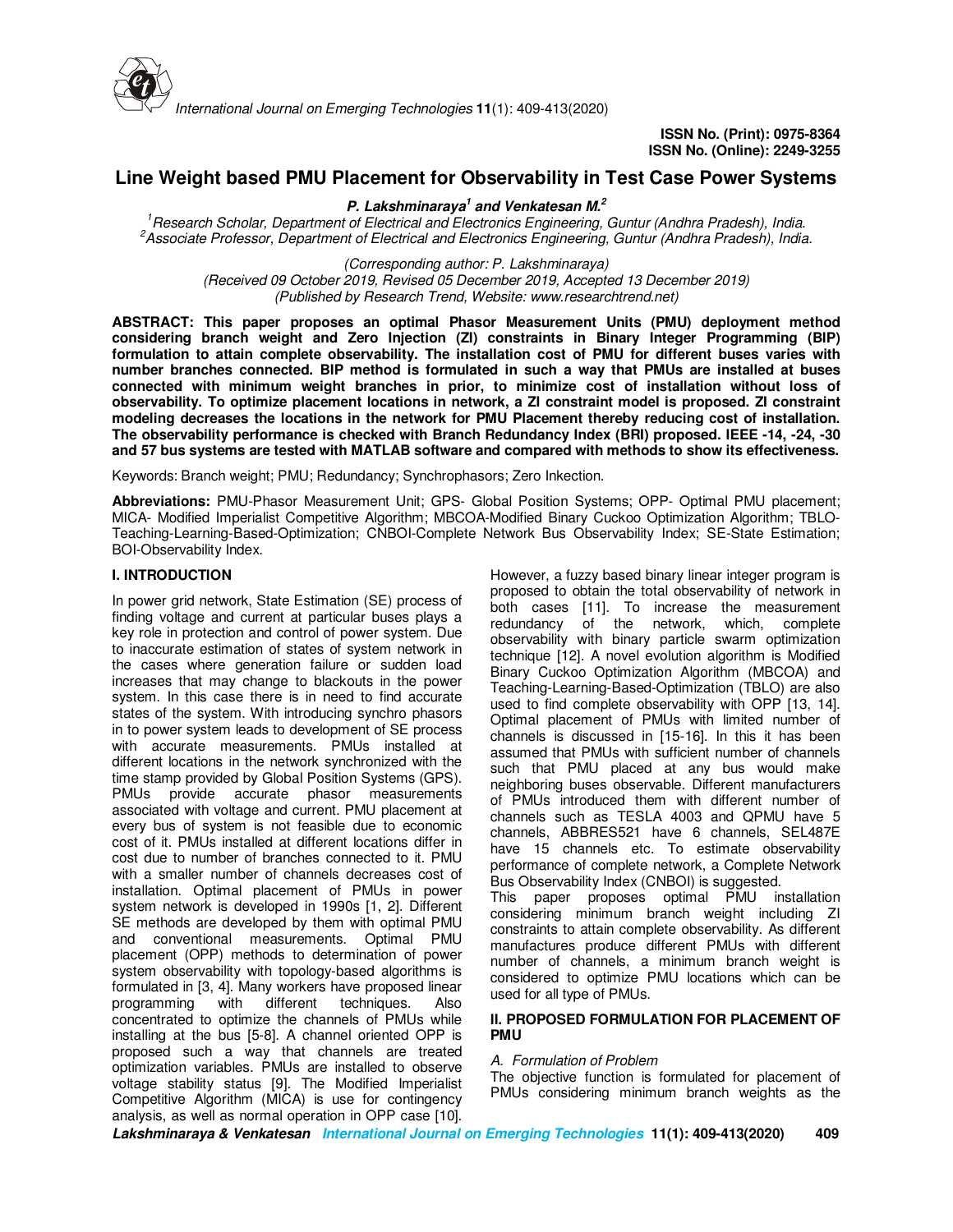ISSN No. (Print): 0975-8364
ISSN No. (Online): 2249-3255

# Line Weight based PMU Placement for Observability in Test Case Power Systems

***P. Lakshminaraya[1] and Venkatesan M.[2]***

[1]*Research Scholar, Department of Electrical and Electronics Engineering, Guntur (Andhra Pradesh), India.*
[2]*Associate Professor, Department of Electrical and Electronics Engineering, Guntur (Andhra Pradesh), India.*

*(Corresponding author: P. Lakshminaraya)*
*(Received 09 October 2019, Revised 05 December 2019, Accepted 13 December 2019)*
*(Published by Research Trend, Website: www.researchtrend.net)*

**ABSTRACT: This paper proposes an optimal Phasor Measurement Units (PMU) deployment method considering branch weight and Zero Injection (ZI) constraints in Binary Integer Programming (BIP) formulation to attain complete observability. The installation cost of PMU for different buses varies with number branches connected. BIP method is formulated in such a way that PMUs are installed at buses connected with minimum weight branches in prior, to minimize cost of installation without loss of observability. To optimize placement locations in network, a ZI constraint model is proposed. ZI constraint modeling decreases the locations in the network for PMU Placement thereby reducing cost of installation. The observability performance is checked with Branch Redundancy Index (BRI) proposed. IEEE -14, -24, -30 and 57 bus systems are tested with MATLAB software and compared with methods to show its effectiveness.**

Keywords: Branch weight; PMU; Redundancy; Synchrophasors; Zero Inkection.

**Abbreviations:** PMU-Phasor Measurement Unit; GPS- Global Position Systems; OPP- Optimal PMU placement; MICA- Modified Imperialist Competitive Algorithm; MBCOA-Modified Binary Cuckoo Optimization Algorithm; TBLO-Teaching-Learning-Based-Optimization; CNBOI-Complete Network Bus Observability Index; SE-State Estimation; BOI-Observability Index.

## I. INTRODUCTION

In power grid network, State Estimation (SE) process of finding voltage and current at particular buses plays a key role in protection and control of power system. Due to inaccurate estimation of states of system network in the cases where generation failure or sudden load increases that may change to blackouts in the power system. In this case there is in need to find accurate states of the system. With introducing synchro phasors in to power system leads to development of SE process with accurate measurements. PMUs installed at different locations in the network synchronized with the time stamp provided by Global Position Systems (GPS). PMUs provide accurate phasor measurements associated with voltage and current. PMU placement at every bus of system is not feasible due to economic cost of it. PMUs installed at different locations differ in cost due to number of branches connected to it. PMU with a smaller number of channels decreases cost of installation. Optimal placement of PMUs in power system network is developed in 1990s [1, 2]. Different SE methods are developed by them with optimal PMU and conventional measurements. Optimal PMU placement (OPP) methods to determination of power system observability with topology-based algorithms is formulated in [3, 4]. Many workers have proposed linear programming with different techniques. Also concentrated to optimize the channels of PMUs while installing at the bus [5-8]. A channel oriented OPP is proposed such a way that channels are treated optimization variables. PMUs are installed to observe voltage stability status [9]. The Modified Imperialist Competitive Algorithm (MICA) is use for contingency analysis, as well as normal operation in OPP case [10]. However, a fuzzy based binary linear integer program is proposed to obtain the total observability of network in both cases [11]. To increase the measurement redundancy of the network, which, complete observability with binary particle swarm optimization technique [12]. A novel evolution algorithm is Modified Binary Cuckoo Optimization Algorithm (MBCOA) and Teaching-Learning-Based-Optimization (TBLO) are also used to find complete observability with OPP [13, 14]. Optimal placement of PMUs with limited number of channels is discussed in [15-16]. In this it has been assumed that PMUs with sufficient number of channels such that PMU placed at any bus would make neighboring buses observable. Different manufacturers of PMUs introduced them with different number of channels such as TESLA 4003 and QPMU have 5 channels, ABBRES521 have 6 channels, SEL487E have 15 channels etc. To estimate observability performance of complete network, a Complete Network Bus Observability Index (CNBOI) is suggested.

This paper proposes optimal PMU installation considering minimum branch weight including ZI constraints to attain complete observability. As different manufactures produce different PMUs with different number of channels, a minimum branch weight is considered to optimize PMU locations which can be used for all type of PMUs.

## II. PROPOSED FORMULATION FOR PLACEMENT OF PMU

### *A. Formulation of Problem*

The objective function is formulated for placement of PMUs considering minimum branch weights as the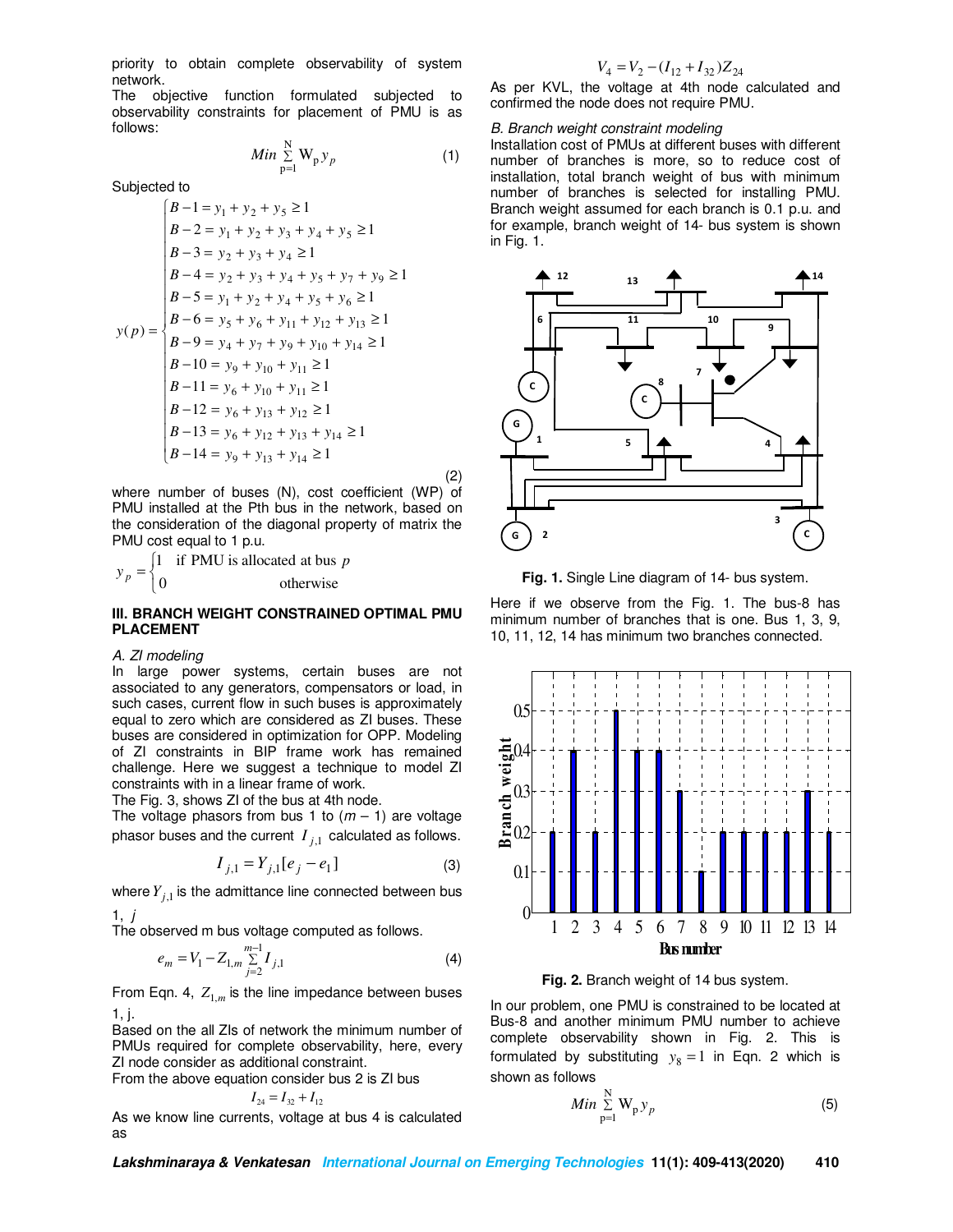priority to obtain complete observability of system network.

The objective function formulated subjected to observability constraints for placement of PMU is as follows:

$$Min \sum_{p=1}^{N} W_p y_p \tag{1}$$

Subjected to

$$y(p) = \begin{cases} B-1 = y_1 + y_2 + y_5 \geq 1 \\ B-2 = y_1 + y_2 + y_3 + y_4 + y_5 \geq 1 \\ B-3 = y_2 + y_3 + y_4 \geq 1 \\ B-4 = y_2 + y_3 + y_4 + y_5 + y_7 + y_9 \geq 1 \\ B-5 = y_1 + y_2 + y_4 + y_5 + y_6 \geq 1 \\ B-6 = y_5 + y_6 + y_{11} + y_{12} + y_{13} \geq 1 \\ B-9 = y_4 + y_7 + y_9 + y_{10} + y_{14} \geq 1 \\ B-10 = y_9 + y_{10} + y_{11} \geq 1 \\ B-11 = y_6 + y_{10} + y_{11} \geq 1 \\ B-12 = y_6 + y_{13} + y_{12} \geq 1 \\ B-13 = y_6 + y_{12} + y_{13} + y_{14} \geq 1 \\ B-14 = y_9 + y_{13} + y_{14} \geq 1 \end{cases} \tag{2}$$

where number of buses (N), cost coefficient (WP) of PMU installed at the Pth bus in the network, based on the consideration of the diagonal property of matrix the PMU cost equal to 1 p.u.

$$y_p = \begin{cases} 1 & \text{if PMU is allocated at bus } p \\ 0 & \text{otherwise} \end{cases}$$

## III. BRANCH WEIGHT CONSTRAINED OPTIMAL PMU PLACEMENT

### *A. ZI modeling*

In large power systems, certain buses are not associated to any generators, compensators or load, in such cases, current flow in such buses is approximately equal to zero which are considered as ZI buses. These buses are considered in optimization for OPP. Modeling of ZI constraints in BIP frame work has remained challenge. Here we suggest a technique to model ZI constraints with in a linear frame of work.

The Fig. 3, shows ZI of the bus at 4th node.

The voltage phasors from bus 1 to $(m-1)$ are voltage phasor buses and the current $I_{j,1}$ calculated as follows.

$$I_{j,1} = Y_{j,1}[e_j - e_1] \tag{3}$$

where $Y_{j,1}$ is the admittance line connected between bus 1, $j$

The observed m bus voltage computed as follows.

$$e_m = V_1 - Z_{1,m} \sum_{j=2}^{m-1} I_{j,1} \tag{4}$$

From Eqn. 4, $Z_{1,m}$ is the line impedance between buses 1, j.

Based on the all ZIs of network the minimum number of PMUs required for complete observability, here, every ZI node consider as additional constraint.

From the above equation consider bus 2 is ZI bus

$$I_{24} = I_{32} + I_{12}$$

As we know line currents, voltage at bus 4 is calculated as

$$V_4 = V_2 - (I_{12} + I_{32})Z_{24}$$

As per KVL, the voltage at 4th node calculated and confirmed the node does not require PMU.

### *B. Branch weight constraint modeling*

Installation cost of PMUs at different buses with different number of branches is more, so to reduce cost of installation, total branch weight of bus with minimum number of branches is selected for installing PMU. Branch weight assumed for each branch is 0.1 p.u. and for example, branch weight of 14- bus system is shown in Fig. 1.

**Fig. 1.** Single Line diagram of 14- bus system.

Here if we observe from the Fig. 1. The bus-8 has minimum number of branches that is one. Bus 1, 3, 9, 10, 11, 12, 14 has minimum two branches connected.

**Fig. 2.** Branch weight of 14 bus system.

In our problem, one PMU is constrained to be located at Bus-8 and another minimum PMU number to achieve complete observability shown in Fig. 2. This is formulated by substituting $y_8 = 1$ in Eqn. 2 which is shown as follows

$$Min \sum_{p=1}^{N} W_p y_p \tag{5}$$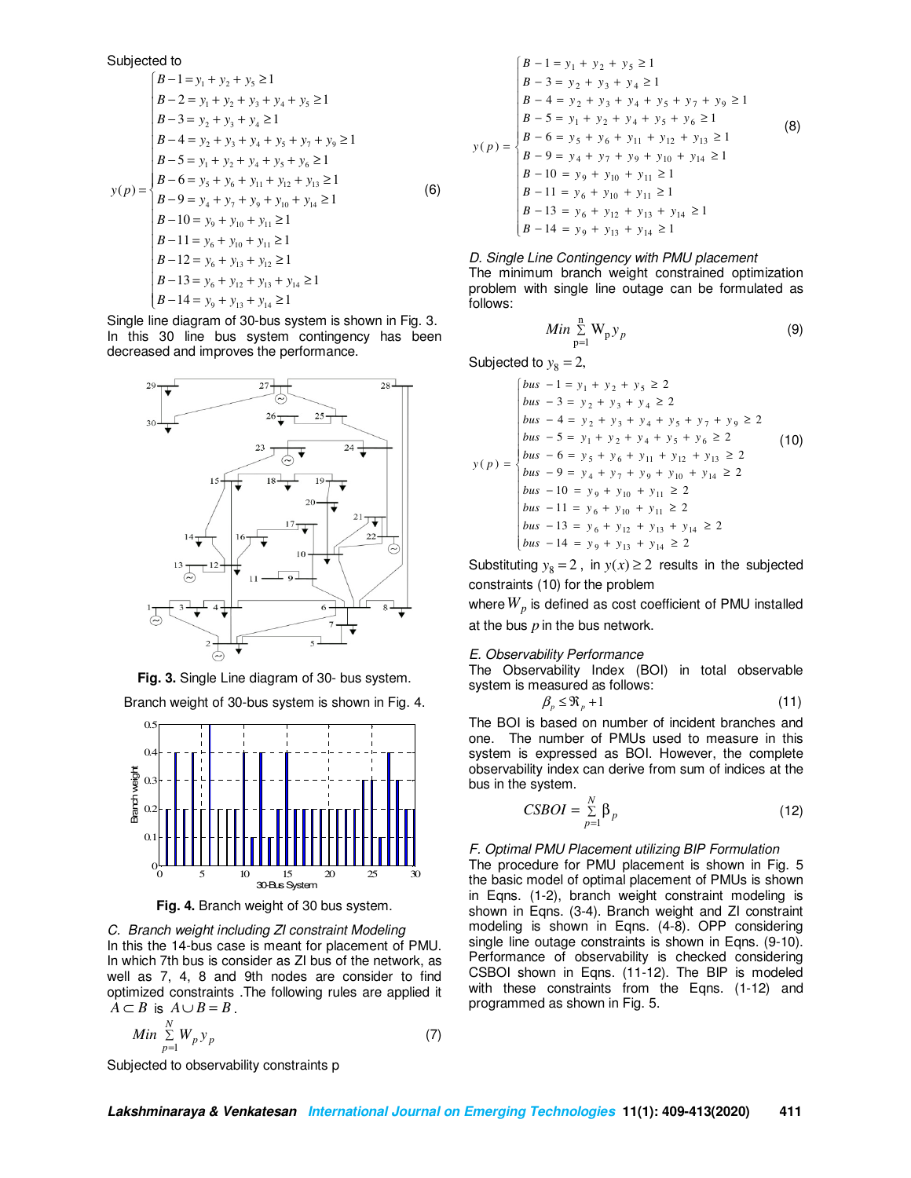Subjected to

$$
y(p) = \begin{cases} B-1 = y_1 + y_2 + y_5 \geq 1 \\ B-2 = y_1 + y_2 + y_3 + y_4 + y_5 \geq 1 \\ B-3 = y_2 + y_3 + y_4 \geq 1 \\ B-4 = y_2 + y_3 + y_4 + y_5 + y_7 + y_9 \geq 1 \\ B-5 = y_1 + y_2 + y_4 + y_5 + y_6 \geq 1 \\ B-6 = y_5 + y_6 + y_{11} + y_{12} + y_{13} \geq 1 \\ B-9 = y_4 + y_7 + y_9 + y_{10} + y_{14} \geq 1 \\ B-10 = y_9 + y_{10} + y_{11} \geq 1 \\ B-11 = y_6 + y_{10} + y_{11} \geq 1 \\ B-12 = y_6 + y_{13} + y_{12} \geq 1 \\ B-13 = y_6 + y_{12} + y_{13} + y_{14} \geq 1 \\ B-14 = y_9 + y_{13} + y_{14} \geq 1 \end{cases} \quad (6)
$$

Single line diagram of 30-bus system is shown in Fig. 3. In this 30 line bus system contingency has been decreased and improves the performance.

**Fig. 3.** Single Line diagram of 30- bus system.

Branch weight of 30-bus system is shown in Fig. 4.

**Fig. 4.** Branch weight of 30 bus system.

### *C. Branch weight including ZI constraint Modeling*

In this the 14-bus case is meant for placement of PMU. In which 7th bus is consider as ZI bus of the network, as well as 7, 4, 8 and 9th nodes are consider to find optimized constraints .The following rules are applied it $A \subset B$ is $A \cup B = B$.

$$
Min \sum_{p=1}^{N} W_p y_p \quad (7)
$$

Subjected to observability constraints p

$$
y(p) = \begin{cases} B-1 = y_1 + y_2 + y_5 \geq 1 \\ B-3 = y_2 + y_3 + y_4 \geq 1 \\ B-4 = y_2 + y_3 + y_4 + y_5 + y_7 + y_9 \geq 1 \\ B-5 = y_1 + y_2 + y_4 + y_5 + y_6 \geq 1 \\ B-6 = y_5 + y_6 + y_{11} + y_{12} + y_{13} \geq 1 \\ B-9 = y_4 + y_7 + y_9 + y_{10} + y_{14} \geq 1 \\ B-10 = y_9 + y_{10} + y_{11} \geq 1 \\ B-11 = y_6 + y_{10} + y_{11} \geq 1 \\ B-13 = y_6 + y_{12} + y_{13} + y_{14} \geq 1 \\ B-14 = y_9 + y_{13} + y_{14} \geq 1 \end{cases} \quad (8)
$$

### *D. Single Line Contingency with PMU placement*

The minimum branch weight constrained optimization problem with single line outage can be formulated as follows:

$$
Min \sum_{p=1}^{n} W_p y_p \quad (9)
$$

Subjected to $y_8 = 2$,

$$
y(p) = \begin{cases} bus-1 = y_1 + y_2 + y_5 \geq 2 \\ bus-3 = y_2 + y_3 + y_4 \geq 2 \\ bus-4 = y_2 + y_3 + y_4 + y_5 + y_7 + y_9 \geq 2 \\ bus-5 = y_1 + y_2 + y_4 + y_5 + y_6 \geq 2 \\ bus-6 = y_5 + y_6 + y_{11} + y_{12} + y_{13} \geq 2 \\ bus-9 = y_4 + y_7 + y_9 + y_{10} + y_{14} \geq 2 \\ bus-10 = y_9 + y_{10} + y_{11} \geq 2 \\ bus-11 = y_6 + y_{10} + y_{11} \geq 2 \\ bus-13 = y_6 + y_{12} + y_{13} + y_{14} \geq 2 \\ bus-14 = y_9 + y_{13} + y_{14} \geq 2 \end{cases} \quad (10)
$$

Substituting $y_8 = 2$, in $y(x) \geq 2$ results in the subjected constraints (10) for the problem

where $W_p$ is defined as cost coefficient of PMU installed at the bus $p$ in the bus network.

### *E. Observability Performance*

The Observability Index (BOI) in total observable system is measured as follows:

$$
\beta_p \leq \Re_p + 1 \quad (11)
$$

The BOI is based on number of incident branches and one. The number of PMUs used to measure in this system is expressed as BOI. However, the complete observability index can derive from sum of indices at the bus in the system.

$$
CSBOI = \sum_{p=1}^{N} \beta_p \quad (12)
$$

### *F. Optimal PMU Placement utilizing BIP Formulation*

The procedure for PMU placement is shown in Fig. 5 the basic model of optimal placement of PMUs is shown in Eqns. (1-2), branch weight constraint modeling is shown in Eqns. (3-4). Branch weight and ZI constraint modeling is shown in Eqns. (4-8). OPP considering single line outage constraints is shown in Eqns. (9-10). Performance of observability is checked considering CSBOI shown in Eqns. (11-12). The BIP is modeled with these constraints from the Eqns. (1-12) and programmed as shown in Fig. 5.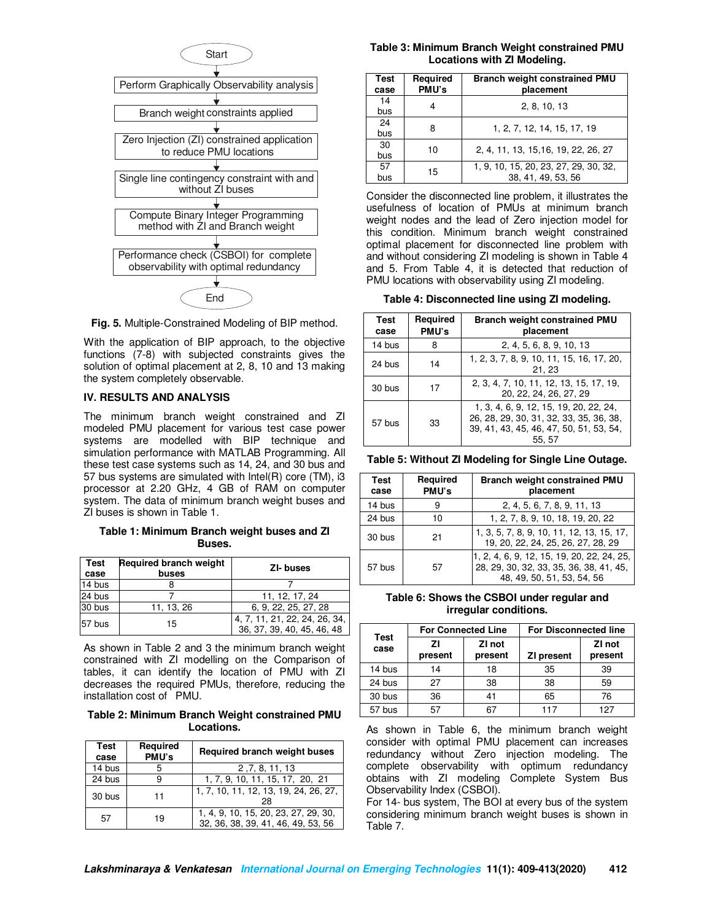Start

Perform Graphically Observability analysis

Branch weight constraints applied

Zero Injection (ZI) constrained application to reduce PMU locations

Single line contingency constraint with and without ZI buses

Compute Binary Integer Programming method with ZI and Branch weight

Performance check (CSBOI) for complete observability with optimal redundancy

End

**Fig. 5.** Multiple-Constrained Modeling of BIP method.

With the application of BIP approach, to the objective functions (7-8) with subjected constraints gives the solution of optimal placement at 2, 8, 10 and 13 making the system completely observable.

## IV. RESULTS AND ANALYSIS

The minimum branch weight constrained and ZI modeled PMU placement for various test case power systems are modelled with BIP technique and simulation performance with MATLAB Programming. All these test case systems such as 14, 24, and 30 bus and 57 bus systems are simulated with Intel(R) core (TM), i3 processor at 2.20 GHz, 4 GB of RAM on computer system. The data of minimum branch weight buses and ZI buses is shown in Table 1.

**Table 1: Minimum Branch weight buses and ZI Buses.**

| Test case | Required branch weight buses | ZI- buses |
|---|---|---|
| 14 bus | 8 | 7 |
| 24 bus | 7 | 11, 12, 17, 24 |
| 30 bus | 11, 13, 26 | 6, 9, 22, 25, 27, 28 |
| 57 bus | 15 | 4, 7, 11, 21, 22, 24, 26, 34, 36, 37, 39, 40, 45, 46, 48 |

As shown in Table 2 and 3 the minimum branch weight constrained with ZI modelling on the Comparison of tables, it can identify the location of PMU with ZI decreases the required PMUs, therefore, reducing the installation cost of PMU.

**Table 2: Minimum Branch Weight constrained PMU Locations.**

| Test case | Required PMU's | Required branch weight buses |
|---|---|---|
| 14 bus | 5 | 2 ,7, 8, 11, 13 |
| 24 bus | 9 | 1, 7, 9, 10, 11, 15, 17, 20, 21 |
| 30 bus | 11 | 1, 7, 10, 11, 12, 13, 19, 24, 26, 27, 28 |
| 57 | 19 | 1, 4, 9, 10, 15, 20, 23, 27, 29, 30, 32, 36, 38, 39, 41, 46, 49, 53, 56 |

**Table 3: Minimum Branch Weight constrained PMU Locations with ZI Modeling.**

| Test case | Required PMU's | Branch weight constrained PMU placement |
|---|---|---|
| 14 bus | 4 | 2, 8, 10, 13 |
| 24 bus | 8 | 1, 2, 7, 12, 14, 15, 17, 19 |
| 30 bus | 10 | 2, 4, 11, 13, 15,16, 19, 22, 26, 27 |
| 57 bus | 15 | 1, 9, 10, 15, 20, 23, 27, 29, 30, 32, 38, 41, 49, 53, 56 |

Consider the disconnected line problem, it illustrates the usefulness of location of PMUs at minimum branch weight nodes and the lead of Zero injection model for this condition. Minimum branch weight constrained optimal placement for disconnected line problem with and without considering ZI modeling is shown in Table 4 and 5. From Table 4, it is detected that reduction of PMU locations with observability using ZI modeling.

**Table 4: Disconnected line using ZI modeling.**

| Test case | Required PMU's | Branch weight constrained PMU placement |
|---|---|---|
| 14 bus | 8 | 2, 4, 5, 6, 8, 9, 10, 13 |
| 24 bus | 14 | 1, 2, 3, 7, 8, 9, 10, 11, 15, 16, 17, 20, 21, 23 |
| 30 bus | 17 | 2, 3, 4, 7, 10, 11, 12, 13, 15, 17, 19, 20, 22, 24, 26, 27, 29 |
| 57 bus | 33 | 1, 3, 4, 6, 9, 12, 15, 19, 20, 22, 24, 26, 28, 29, 30, 31, 32, 33, 35, 36, 38, 39, 41, 43, 45, 46, 47, 50, 51, 53, 54, 55, 57 |

**Table 5: Without ZI Modeling for Single Line Outage.**

| Test case | Required PMU's | Branch weight constrained PMU placement |
|---|---|---|
| 14 bus | 9 | 2, 4, 5, 6, 7, 8, 9, 11, 13 |
| 24 bus | 10 | 1, 2, 7, 8, 9, 10, 18, 19, 20, 22 |
| 30 bus | 21 | 1, 3, 5, 7, 8, 9, 10, 11, 12, 13, 15, 17, 19, 20, 22, 24, 25, 26, 27, 28, 29 |
| 57 bus | 57 | 1, 2, 4, 6, 9, 12, 15, 19, 20, 22, 24, 25, 28, 29, 30, 32, 33, 35, 36, 38, 41, 45, 48, 49, 50, 51, 53, 54, 56 |

**Table 6: Shows the CSBOI under regular and irregular conditions.**

| Test case | For Connected Line | | For Disconnected line | |
|---|---|---|---|---|
| | ZI present | ZI not present | ZI present | ZI not present |
| 14 bus | 14 | 18 | 35 | 39 |
| 24 bus | 27 | 38 | 38 | 59 |
| 30 bus | 36 | 41 | 65 | 76 |
| 57 bus | 57 | 67 | 117 | 127 |

As shown in Table 6, the minimum branch weight consider with optimal PMU placement can increases redundancy without Zero injection modeling. The complete observability with optimum redundancy obtains with ZI modeling Complete System Bus Observability Index (CSBOI).

For 14- bus system, The BOI at every bus of the system considering minimum branch weight buses is shown in Table 7.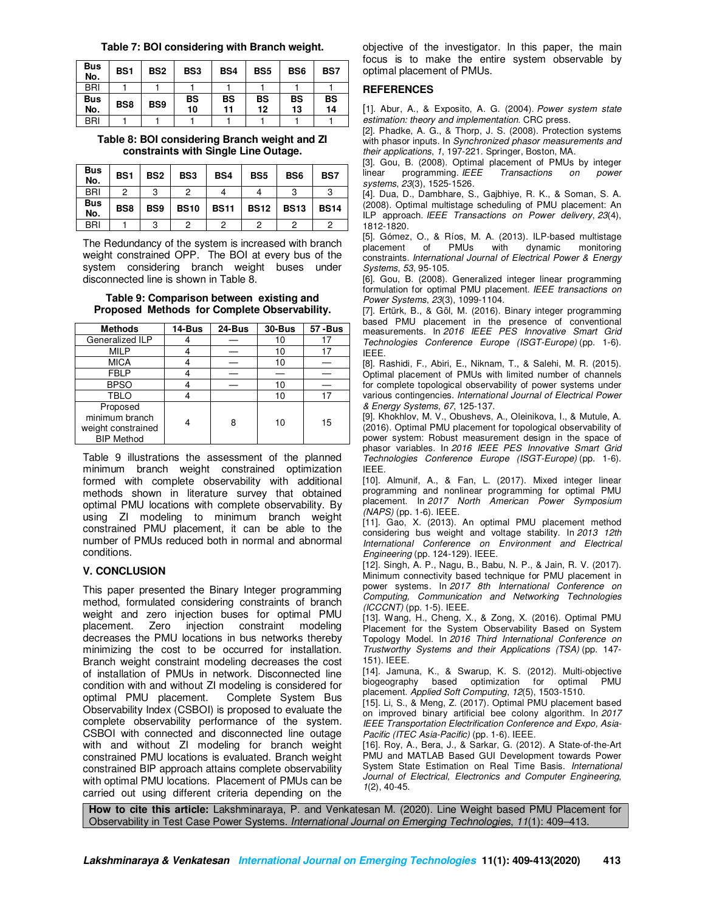**Table 7: BOI considering with Branch weight.**

| Bus No. | BS1 | BS2 | BS3 | BS4 | BS5 | BS6 | BS7 |
|---|---|---|---|---|---|---|---|
| BRI | 1 | 1 | 1 | 1 | 1 | 1 | 1 |
| **Bus No.** | **BS8** | **BS9** | **BS 10** | **BS 11** | **BS 12** | **BS 13** | **BS 14** |
| BRI | 1 | 1 | 1 | 1 | 1 | 1 | 1 |

**Table 8: BOI considering Branch weight and ZI constraints with Single Line Outage.**

| Bus No. | BS1 | BS2 | BS3 | BS4 | BS5 | BS6 | BS7 |
|---|---|---|---|---|---|---|---|
| BRI | 2 | 3 | 2 | 4 | 4 | 3 | 3 |
| **Bus No.** | **BS8** | **BS9** | **BS10** | **BS11** | **BS12** | **BS13** | **BS14** |
| BRI | 1 | 3 | 2 | 2 | 2 | 2 | 2 |

The Redundancy of the system is increased with branch weight constrained OPP. The BOI at every bus of the system considering branch weight buses under disconnected line is shown in Table 8.

**Table 9: Comparison between existing and Proposed Methods for Complete Observability.**

| Methods | 14-Bus | 24-Bus | 30-Bus | 57 -Bus |
|---|---|---|---|---|
| Generalized ILP | 4 | — | 10 | 17 |
| MILP | 4 | — | 10 | 17 |
| MICA | 4 | — | 10 | — |
| FBLP | 4 | — | — | — |
| BPSO | 4 | — | 10 | — |
| TBLO | 4 | | 10 | 17 |
| Proposed minimum branch weight constrained BIP Method | 4 | 8 | 10 | 15 |

Table 9 illustrations the assessment of the planned minimum branch weight constrained optimization formed with complete observability with additional methods shown in literature survey that obtained optimal PMU locations with complete observability. By using ZI modeling to minimum branch weight constrained PMU placement, it can be able to the number of PMUs reduced both in normal and abnormal conditions.

## V. CONCLUSION

This paper presented the Binary Integer programming method, formulated considering constraints of branch weight and zero injection buses for optimal PMU placement. Zero injection constraint modeling decreases the PMU locations in bus networks thereby minimizing the cost to be occurred for installation. Branch weight constraint modeling decreases the cost of installation of PMUs in network. Disconnected line condition with and without ZI modeling is considered for optimal PMU placement. Complete System Bus Observability Index (CSBOI) is proposed to evaluate the complete observability performance of the system. CSBOI with connected and disconnected line outage with and without ZI modeling for branch weight constrained PMU locations is evaluated. Branch weight constrained BIP approach attains complete observability with optimal PMU locations. Placement of PMUs can be carried out using different criteria depending on the objective of the investigator. In this paper, the main focus is to make the entire system observable by optimal placement of PMUs.

## REFERENCES

[1]. Abur, A., & Exposito, A. G. (2004). *Power system state estimation: theory and implementation.* CRC press.

[2]. Phadke, A. G., & Thorp, J. S. (2008). Protection systems with phasor inputs. In *Synchronized phasor measurements and their applications*, *1*, 197-221. Springer, Boston, MA.

[3]. Gou, B. (2008). Optimal placement of PMUs by integer linear programming. *IEEE Transactions on power systems*, *23*(3), 1525-1526.

[4]. Dua, D., Dambhare, S., Gajbhiye, R. K., & Soman, S. A. (2008). Optimal multistage scheduling of PMU placement: An ILP approach. *IEEE Transactions on Power delivery*, *23*(4), 1812-1820.

[5]. Gómez, O., & Ríos, M. A. (2013). ILP-based multistage placement of PMUs with dynamic monitoring constraints. *International Journal of Electrical Power & Energy Systems*, *53*, 95-105.

[6]. Gou, B. (2008). Generalized integer linear programming formulation for optimal PMU placement. *IEEE transactions on Power Systems*, *23*(3), 1099-1104.

[7]. Ertürk, B., & Göl, M. (2016). Binary integer programming based PMU placement in the presence of conventional measurements. In *2016 IEEE PES Innovative Smart Grid Technologies Conference Europe (ISGT-Europe)* (pp. 1-6). IEEE.

[8]. Rashidi, F., Abiri, E., Niknam, T., & Salehi, M. R. (2015). Optimal placement of PMUs with limited number of channels for complete topological observability of power systems under various contingencies. *International Journal of Electrical Power & Energy Systems*, *67*, 125-137.

[9]. Khokhlov, M. V., Obushevs, A., Oleinikova, I., & Mutule, A. (2016). Optimal PMU placement for topological observability of power system: Robust measurement design in the space of phasor variables. In *2016 IEEE PES Innovative Smart Grid Technologies Conference Europe (ISGT-Europe)* (pp. 1-6). IEEE.

[10]. Almunif, A., & Fan, L. (2017). Mixed integer linear programming and nonlinear programming for optimal PMU placement. In *2017 North American Power Symposium (NAPS)* (pp. 1-6). IEEE.

[11]. Gao, X. (2013). An optimal PMU placement method considering bus weight and voltage stability. In *2013 12th International Conference on Environment and Electrical Engineering* (pp. 124-129). IEEE.

[12]. Singh, A. P., Nagu, B., Babu, N. P., & Jain, R. V. (2017). Minimum connectivity based technique for PMU placement in power systems. In *2017 8th International Conference on Computing, Communication and Networking Technologies (ICCCNT)* (pp. 1-5). IEEE.

[13]. Wang, H., Cheng, X., & Zong, X. (2016). Optimal PMU Placement for the System Observability Based on System Topology Model. In *2016 Third International Conference on Trustworthy Systems and their Applications (TSA)* (pp. 147-151). IEEE.

[14]. Jamuna, K., & Swarup, K. S. (2012). Multi-objective biogeography based optimization for optimal PMU placement. *Applied Soft Computing*, *12*(5), 1503-1510.

[15]. Li, S., & Meng, Z. (2017). Optimal PMU placement based on improved binary artificial bee colony algorithm. In *2017 IEEE Transportation Electrification Conference and Expo, Asia-Pacific (ITEC Asia-Pacific)* (pp. 1-6). IEEE.

[16]. Roy, A., Bera, J., & Sarkar, G. (2012). A State-of-the-Art PMU and MATLAB Based GUI Development towards Power System State Estimation on Real Time Basis. *International Journal of Electrical, Electronics and Computer Engineering*, *1*(2), 40-45.

**How to cite this article:** Lakshminaraya, P. and Venkatesan M. (2020). Line Weight based PMU Placement for Observability in Test Case Power Systems. *International Journal on Emerging Technologies*, *11*(1): 409–413.